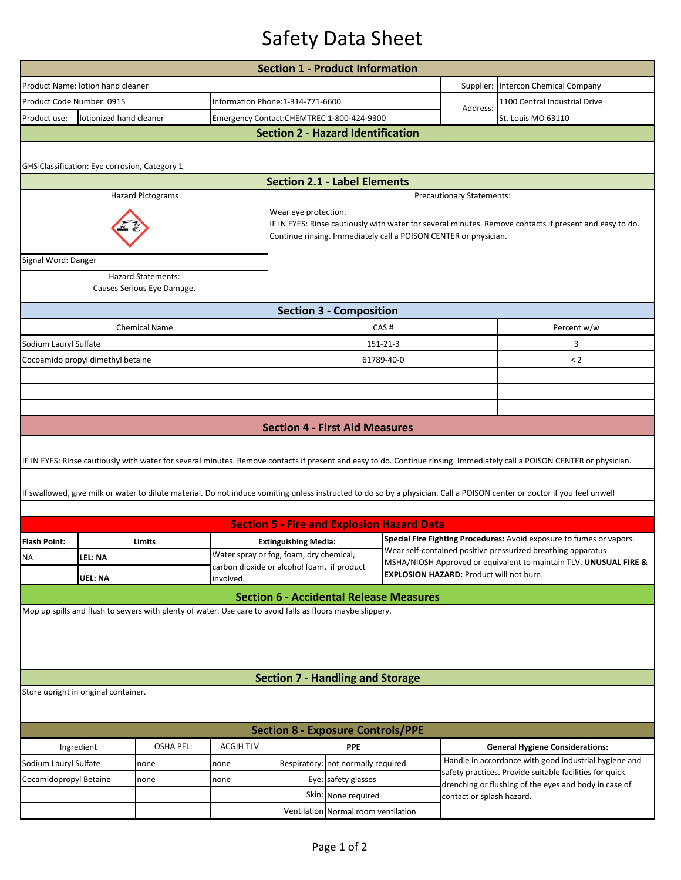# Safety Data Sheet

## Section 1 - Product Information

| | | | |
|---|---|---|---|
| Product Name: lotion hand cleaner | | Supplier: | Intercon Chemical Company |
| Product Code Number: 0915 | Information Phone:1-314-771-6600 | Address: | 1100 Central Industrial Drive |
| Product use: lotionized hand cleaner | Emergency Contact:CHEMTREC 1-800-424-9300 | | St. Louis MO 63110 |

## Section 2 - Hazard Identification

GHS Classification: Eye corrosion, Category 1

## Section 2.1 - Label Elements

Hazard Pictograms

Signal Word: Danger

Hazard Statements:
Causes Serious Eye Damage.

Precautionary Statements:

Wear eye protection.
IF IN EYES: Rinse cautiously with water for several minutes. Remove contacts if present and easy to do. Continue rinsing. Immediately call a POISON CENTER or physician.

## Section 3 - Composition

| Chemical Name | CAS # | Percent w/w |
|---|---|---|
| Sodium Lauryl Sulfate | 151-21-3 | 3 |
| Cocoamido propyl dimethyl betaine | 61789-40-0 | < 2 |
| | | |
| | | |
| | | |

## Section 4 - First Aid Measures

IF IN EYES: Rinse cautiously with water for several minutes. Remove contacts if present and easy to do. Continue rinsing. Immediately call a POISON CENTER or physician.

If swallowed, give milk or water to dilute material. Do not induce vomiting unless instructed to do so by a physician. Call a POISON center or doctor if you feel unwell

## Section 5 - Fire and Explosion Hazard Data

| Flash Point: | Limits | Extinguishing Media: |
|---|---|---|
| NA | LEL: NA | Water spray or fog, foam, dry chemical, carbon dioxide or alcohol foam, if product involved. |
| | UEL: NA | |

**Special Fire Fighting Procedures:** Avoid exposure to fumes or vapors. Wear self-contained positive pressurized breathing apparatus MSHA/NIOSH Approved or equivalent to maintain TLV. **UNUSUAL FIRE & EXPLOSION HAZARD:** Product will not burn.

## Section 6 - Accidental Release Measures

Mop up spills and flush to sewers with plenty of water. Use care to avoid falls as floors maybe slippery.

## Section 7 - Handling and Storage

Store upright in original container.

## Section 8 - Exposure Controls/PPE

| Ingredient | OSHA PEL: | ACGIH TLV | PPE | |
|---|---|---|---|---|
| Sodium Lauryl Sulfate | none | none | Respiratory: | not normally required |
| Cocamidopropyl Betaine | none | none | Eye: | safety glasses |
| | | | Skin: | None required |
| | | | Ventilation | Normal room ventilation |

**General Hygiene Considerations:**

Handle in accordance with good industrial hygiene and safety practices. Provide suitable facilities for quick drenching or flushing of the eyes and body in case of contact or splash hazard.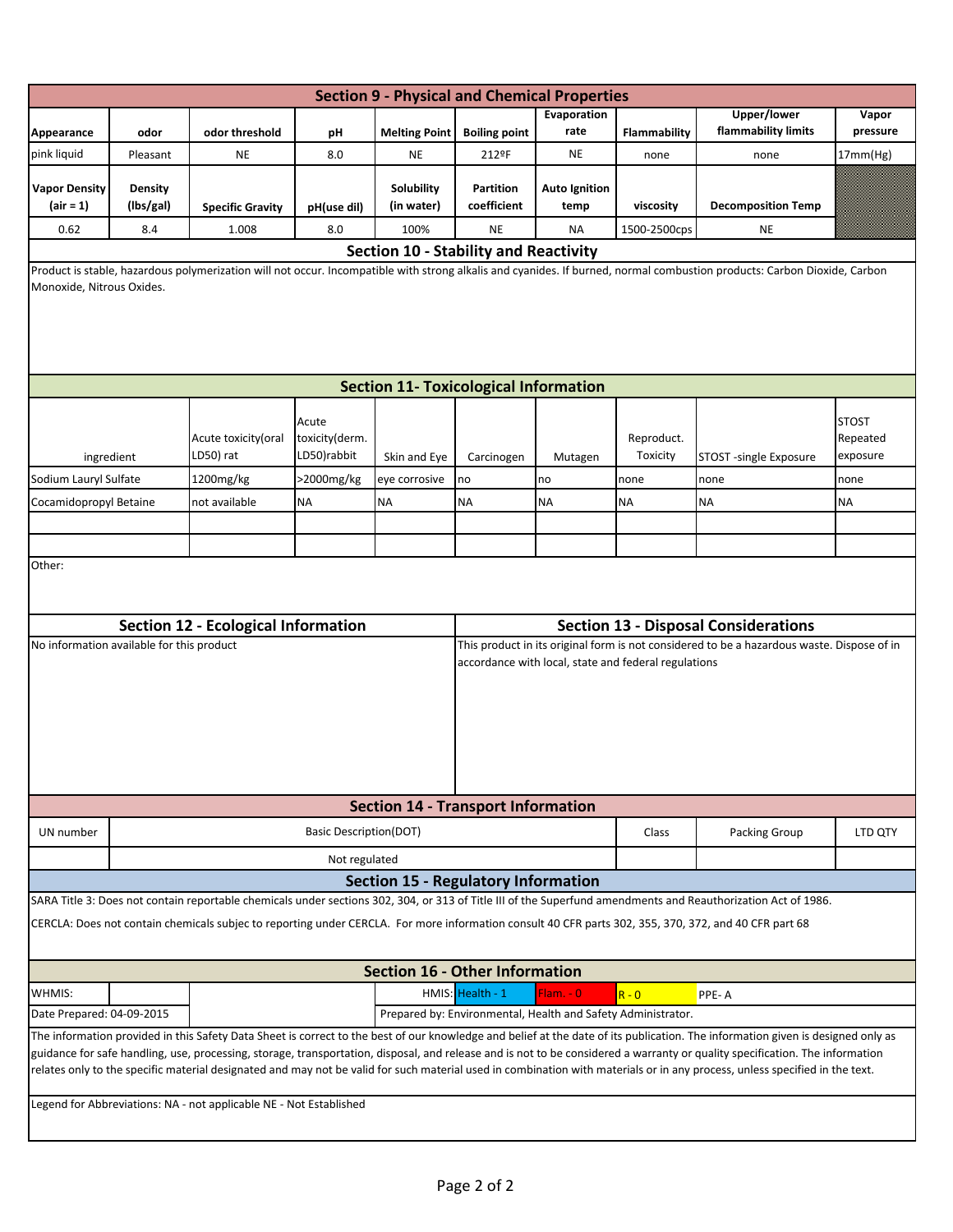## Section 9 - Physical and Chemical Properties

| Appearance | odor | odor threshold | pH | Melting Point | Boiling point | Evaporation rate | Flammability | Upper/lower flammability limits | Vapor pressure |
|---|---|---|---|---|---|---|---|---|---|
| pink liquid | Pleasant | NE | 8.0 | NE | 212ºF | NE | none | none | 17mm(Hg) |
| **Vapor Density (air = 1)** | **Density (lbs/gal)** | **Specific Gravity** | **pH(use dil)** | **Solubility (in water)** | **Partition coefficient** | **Auto Ignition temp** | **viscosity** | **Decomposition Temp** | |
| 0.62 | 8.4 | 1.008 | 8.0 | 100% | NE | NA | 1500-2500cps | NE | |

## Section 10 - Stability and Reactivity

Product is stable, hazardous polymerization will not occur. Incompatible with strong alkalis and cyanides. If burned, normal combustion products: Carbon Dioxide, Carbon Monoxide, Nitrous Oxides.

## Section 11- Toxicological Information

| ingredient | Acute toxicity(oral LD50) rat | Acute toxicity(derm. LD50)rabbit | Skin and Eye | Carcinogen | Mutagen | Reproduct. Toxicity | STOST -single Exposure | STOST Repeated exposure |
|---|---|---|---|---|---|---|---|---|
| Sodium Lauryl Sulfate | 1200mg/kg | >2000mg/kg | eye corrosive | no | no | none | none | none |
| Cocamidopropyl Betaine | not available | NA | NA | NA | NA | NA | NA | NA |
| | | | | | | | | |
| | | | | | | | | |

Other:

## Section 12 - Ecological Information

No information available for this product

## Section 13 - Disposal Considerations

This product in its original form is not considered to be a hazardous waste. Dispose of in accordance with local, state and federal regulations

## Section 14 - Transport Information

| UN number | Basic Description(DOT) | Class | Packing Group | LTD QTY |
|---|---|---|---|---|
| | Not regulated | | | |

## Section 15 - Regulatory Information

SARA Title 3: Does not contain reportable chemicals under sections 302, 304, or 313 of Title III of the Superfund amendments and Reauthorization Act of 1986.

CERCLA: Does not contain chemicals subjec to reporting under CERCLA. For more information consult 40 CFR parts 302, 355, 370, 372, and 40 CFR part 68

## Section 16 - Other Information

WHMIS:

HMIS: Health - 1 | Flam. - 0 | R - 0 | PPE- A

Date Prepared: 04-09-2015

Prepared by: Environmental, Health and Safety Administrator.

The information provided in this Safety Data Sheet is correct to the best of our knowledge and belief at the date of its publication. The information given is designed only as guidance for safe handling, use, processing, storage, transportation, disposal, and release and is not to be considered a warranty or quality specification. The information relates only to the specific material designated and may not be valid for such material used in combination with materials or in any process, unless specified in the text.

Legend for Abbreviations: NA - not applicable NE - Not Established